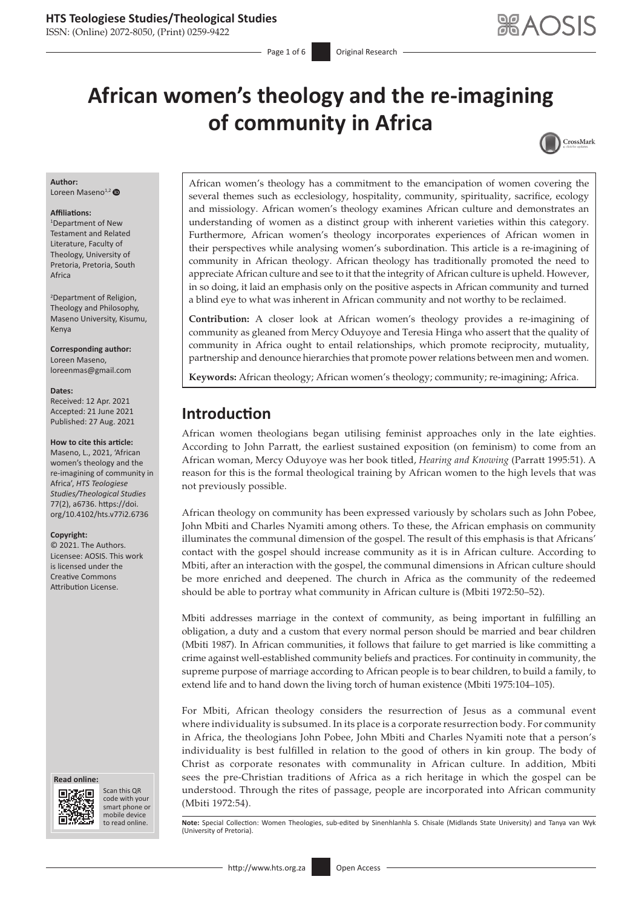# African women's theology and the re-imagining of community in Africa

**Author:**
Loreen Maseno[1,2]

**Affiliations:**
[1]Department of New Testament and Related Literature, Faculty of Theology, University of Pretoria, Pretoria, South Africa

[2]Department of Religion, Theology and Philosophy, Maseno University, Kisumu, Kenya

**Corresponding author:**
Loreen Maseno,
loreenmas@gmail.com

**Dates:**
Received: 12 Apr. 2021
Accepted: 21 June 2021
Published: 27 Aug. 2021

**How to cite this article:**
Maseno, L., 2021, 'African women's theology and the re-imagining of community in Africa', *HTS Teologiese Studies/Theological Studies* 77(2), a6736. https://doi.org/10.4102/hts.v77i2.6736

**Copyright:**
© 2021. The Authors. Licensee: AOSIS. This work is licensed under the Creative Commons Attribution License.

African women's theology has a commitment to the emancipation of women covering the several themes such as ecclesiology, hospitality, community, spirituality, sacrifice, ecology and missiology. African women's theology examines African culture and demonstrates an understanding of women as a distinct group with inherent varieties within this category. Furthermore, African women's theology incorporates experiences of African women in their perspectives while analysing women's subordination. This article is a re-imagining of community in African theology. African theology has traditionally promoted the need to appreciate African culture and see to it that the integrity of African culture is upheld. However, in so doing, it laid an emphasis only on the positive aspects in African community and turned a blind eye to what was inherent in African community and not worthy to be reclaimed.

**Contribution:** A closer look at African women's theology provides a re-imagining of community as gleaned from Mercy Oduyoye and Teresia Hinga who assert that the quality of community in Africa ought to entail relationships, which promote reciprocity, mutuality, partnership and denounce hierarchies that promote power relations between men and women.

**Keywords:** African theology; African women's theology; community; re-imagining; Africa.

## Introduction

African women theologians began utilising feminist approaches only in the late eighties. According to John Parratt, the earliest sustained exposition (on feminism) to come from an African woman, Mercy Oduyoye was her book titled, *Hearing and Knowing* (Parratt 1995:51). A reason for this is the formal theological training by African women to the high levels that was not previously possible.

African theology on community has been expressed variously by scholars such as John Pobee, John Mbiti and Charles Nyamiti among others. To these, the African emphasis on community illuminates the communal dimension of the gospel. The result of this emphasis is that Africans' contact with the gospel should increase community as it is in African culture. According to Mbiti, after an interaction with the gospel, the communal dimensions in African culture should be more enriched and deepened. The church in Africa as the community of the redeemed should be able to portray what community in African culture is (Mbiti 1972:50–52).

Mbiti addresses marriage in the context of community, as being important in fulfilling an obligation, a duty and a custom that every normal person should be married and bear children (Mbiti 1987). In African communities, it follows that failure to get married is like committing a crime against well-established community beliefs and practices. For continuity in community, the supreme purpose of marriage according to African people is to bear children, to build a family, to extend life and to hand down the living torch of human existence (Mbiti 1975:104–105).

For Mbiti, African theology considers the resurrection of Jesus as a communal event where individuality is subsumed. In its place is a corporate resurrection body. For community in Africa, the theologians John Pobee, John Mbiti and Charles Nyamiti note that a person's individuality is best fulfilled in relation to the good of others in kin group. The body of Christ as corporate resonates with communality in African culture. In addition, Mbiti sees the pre-Christian traditions of Africa as a rich heritage in which the gospel can be understood. Through the rites of passage, people are incorporated into African community (Mbiti 1972:54).

**Note:** Special Collection: Women Theologies, sub-edited by Sinenhlanhla S. Chisale (Midlands State University) and Tanya van Wyk (University of Pretoria).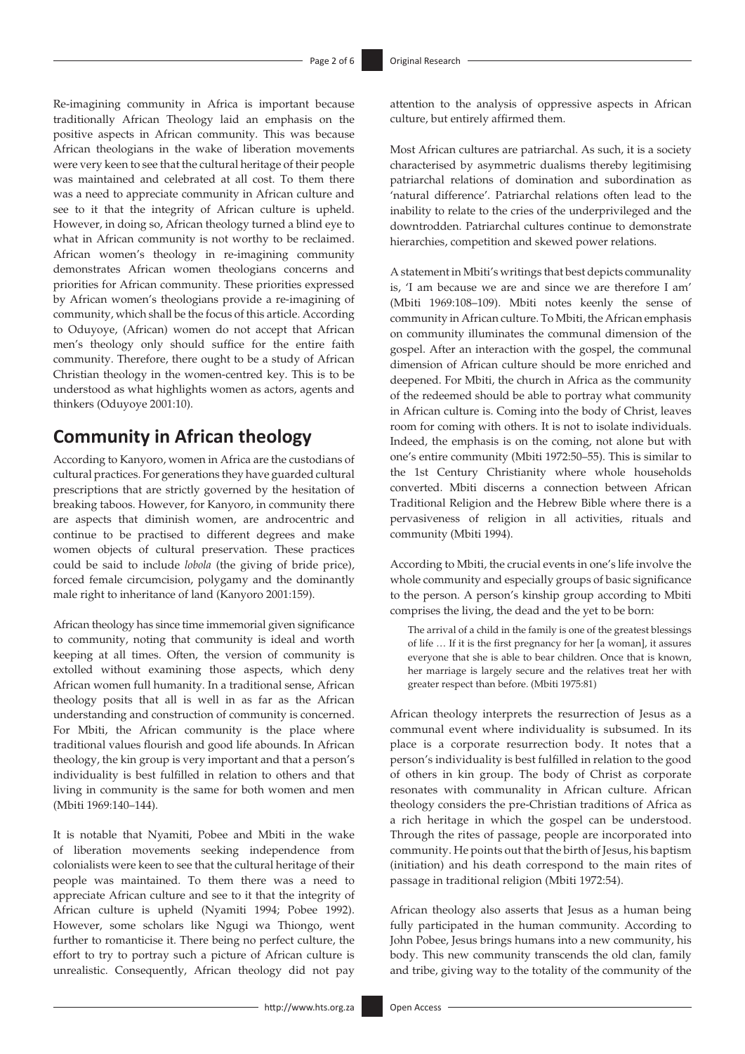Re-imagining community in Africa is important because traditionally African Theology laid an emphasis on the positive aspects in African community. This was because African theologians in the wake of liberation movements were very keen to see that the cultural heritage of their people was maintained and celebrated at all cost. To them there was a need to appreciate community in African culture and see to it that the integrity of African culture is upheld. However, in doing so, African theology turned a blind eye to what in African community is not worthy to be reclaimed. African women's theology in re-imagining community demonstrates African women theologians concerns and priorities for African community. These priorities expressed by African women's theologians provide a re-imagining of community, which shall be the focus of this article. According to Oduyoye, (African) women do not accept that African men's theology only should suffice for the entire faith community. Therefore, there ought to be a study of African Christian theology in the women-centred key. This is to be understood as what highlights women as actors, agents and thinkers (Oduyoye 2001:10).

## Community in African theology

According to Kanyoro, women in Africa are the custodians of cultural practices. For generations they have guarded cultural prescriptions that are strictly governed by the hesitation of breaking taboos. However, for Kanyoro, in community there are aspects that diminish women, are androcentric and continue to be practised to different degrees and make women objects of cultural preservation. These practices could be said to include *lobola* (the giving of bride price), forced female circumcision, polygamy and the dominantly male right to inheritance of land (Kanyoro 2001:159).

African theology has since time immemorial given significance to community, noting that community is ideal and worth keeping at all times. Often, the version of community is extolled without examining those aspects, which deny African women full humanity. In a traditional sense, African theology posits that all is well in as far as the African understanding and construction of community is concerned. For Mbiti, the African community is the place where traditional values flourish and good life abounds. In African theology, the kin group is very important and that a person's individuality is best fulfilled in relation to others and that living in community is the same for both women and men (Mbiti 1969:140–144).

It is notable that Nyamiti, Pobee and Mbiti in the wake of liberation movements seeking independence from colonialists were keen to see that the cultural heritage of their people was maintained. To them there was a need to appreciate African culture and see to it that the integrity of African culture is upheld (Nyamiti 1994; Pobee 1992). However, some scholars like Ngugi wa Thiongo, went further to romanticise it. There being no perfect culture, the effort to try to portray such a picture of African culture is unrealistic. Consequently, African theology did not pay attention to the analysis of oppressive aspects in African culture, but entirely affirmed them.

Most African cultures are patriarchal. As such, it is a society characterised by asymmetric dualisms thereby legitimising patriarchal relations of domination and subordination as 'natural difference'. Patriarchal relations often lead to the inability to relate to the cries of the underprivileged and the downtrodden. Patriarchal cultures continue to demonstrate hierarchies, competition and skewed power relations.

A statement in Mbiti's writings that best depicts communality is, 'I am because we are and since we are therefore I am' (Mbiti 1969:108–109). Mbiti notes keenly the sense of community in African culture. To Mbiti, the African emphasis on community illuminates the communal dimension of the gospel. After an interaction with the gospel, the communal dimension of African culture should be more enriched and deepened. For Mbiti, the church in Africa as the community of the redeemed should be able to portray what community in African culture is. Coming into the body of Christ, leaves room for coming with others. It is not to isolate individuals. Indeed, the emphasis is on the coming, not alone but with one's entire community (Mbiti 1972:50–55). This is similar to the 1st Century Christianity where whole households converted. Mbiti discerns a connection between African Traditional Religion and the Hebrew Bible where there is a pervasiveness of religion in all activities, rituals and community (Mbiti 1994).

According to Mbiti, the crucial events in one's life involve the whole community and especially groups of basic significance to the person. A person's kinship group according to Mbiti comprises the living, the dead and the yet to be born:

> The arrival of a child in the family is one of the greatest blessings of life … If it is the first pregnancy for her [a woman], it assures everyone that she is able to bear children. Once that is known, her marriage is largely secure and the relatives treat her with greater respect than before. (Mbiti 1975:81)

African theology interprets the resurrection of Jesus as a communal event where individuality is subsumed. In its place is a corporate resurrection body. It notes that a person's individuality is best fulfilled in relation to the good of others in kin group. The body of Christ as corporate resonates with communality in African culture. African theology considers the pre-Christian traditions of Africa as a rich heritage in which the gospel can be understood. Through the rites of passage, people are incorporated into community. He points out that the birth of Jesus, his baptism (initiation) and his death correspond to the main rites of passage in traditional religion (Mbiti 1972:54).

African theology also asserts that Jesus as a human being fully participated in the human community. According to John Pobee, Jesus brings humans into a new community, his body. This new community transcends the old clan, family and tribe, giving way to the totality of the community of the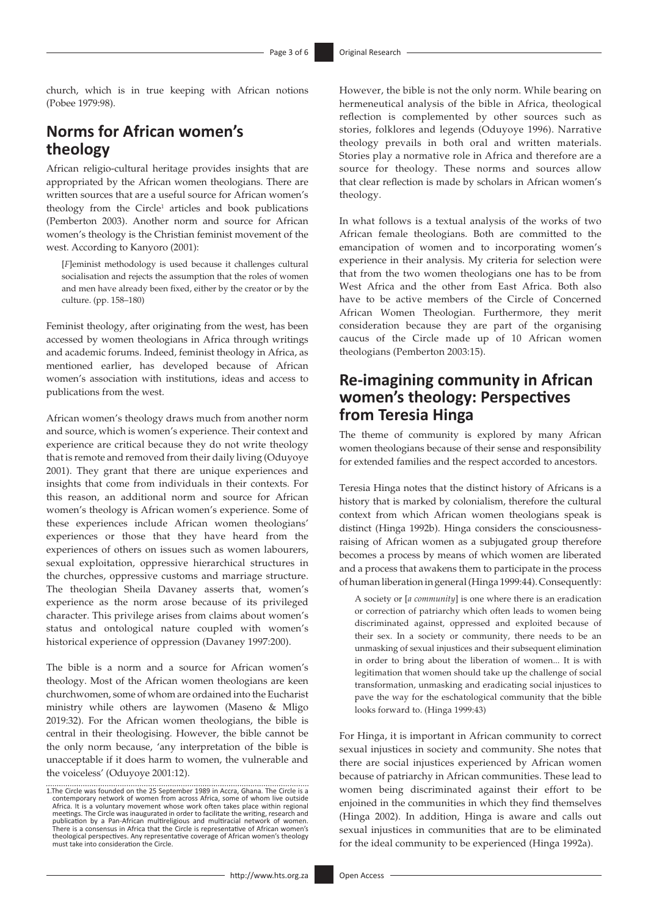church, which is in true keeping with African notions (Pobee 1979:98).

## Norms for African women's theology

African religio-cultural heritage provides insights that are appropriated by the African women theologians. There are written sources that are a useful source for African women's theology from the Circle[1] articles and book publications (Pemberton 2003). Another norm and source for African women's theology is the Christian feminist movement of the west. According to Kanyoro (2001):

> [*F*]eminist methodology is used because it challenges cultural socialisation and rejects the assumption that the roles of women and men have already been fixed, either by the creator or by the culture. (pp. 158–180)

Feminist theology, after originating from the west, has been accessed by women theologians in Africa through writings and academic forums. Indeed, feminist theology in Africa, as mentioned earlier, has developed because of African women's association with institutions, ideas and access to publications from the west.

African women's theology draws much from another norm and source, which is women's experience. Their context and experience are critical because they do not write theology that is remote and removed from their daily living (Oduyoye 2001). They grant that there are unique experiences and insights that come from individuals in their contexts. For this reason, an additional norm and source for African women's theology is African women's experience. Some of these experiences include African women theologians' experiences or those that they have heard from the experiences of others on issues such as women labourers, sexual exploitation, oppressive hierarchical structures in the churches, oppressive customs and marriage structure. The theologian Sheila Davaney asserts that, women's experience as the norm arose because of its privileged character. This privilege arises from claims about women's status and ontological nature coupled with women's historical experience of oppression (Davaney 1997:200).

The bible is a norm and a source for African women's theology. Most of the African women theologians are keen churchwomen, some of whom are ordained into the Eucharist ministry while others are laywomen (Maseno & Mligo 2019:32). For the African women theologians, the bible is central in their theologising. However, the bible cannot be the only norm because, 'any interpretation of the bible is unacceptable if it does harm to women, the vulnerable and the voiceless' (Oduyoye 2001:12).

However, the bible is not the only norm. While bearing on hermeneutical analysis of the bible in Africa, theological reflection is complemented by other sources such as stories, folklores and legends (Oduyoye 1996). Narrative theology prevails in both oral and written materials. Stories play a normative role in Africa and therefore are a source for theology. These norms and sources allow that clear reflection is made by scholars in African women's theology.

In what follows is a textual analysis of the works of two African female theologians. Both are committed to the emancipation of women and to incorporating women's experience in their analysis. My criteria for selection were that from the two women theologians one has to be from West Africa and the other from East Africa. Both also have to be active members of the Circle of Concerned African Women Theologian. Furthermore, they merit consideration because they are part of the organising caucus of the Circle made up of 10 African women theologians (Pemberton 2003:15).

## Re-imagining community in African women's theology: Perspectives from Teresia Hinga

The theme of community is explored by many African women theologians because of their sense and responsibility for extended families and the respect accorded to ancestors.

Teresia Hinga notes that the distinct history of Africans is a history that is marked by colonialism, therefore the cultural context from which African women theologians speak is distinct (Hinga 1992b). Hinga considers the consciousness-raising of African women as a subjugated group therefore becomes a process by means of which women are liberated and a process that awakens them to participate in the process of human liberation in general (Hinga 1999:44). Consequently:

> A society or [*a community*] is one where there is an eradication or correction of patriarchy which often leads to women being discriminated against, oppressed and exploited because of their sex. In a society or community, there needs to be an unmasking of sexual injustices and their subsequent elimination in order to bring about the liberation of women... It is with legitimation that women should take up the challenge of social transformation, unmasking and eradicating social injustices to pave the way for the eschatological community that the bible looks forward to. (Hinga 1999:43)

For Hinga, it is important in African community to correct sexual injustices in society and community. She notes that there are social injustices experienced by African women because of patriarchy in African communities. These lead to women being discriminated against their effort to be enjoined in the communities in which they find themselves (Hinga 2002). In addition, Hinga is aware and calls out sexual injustices in communities that are to be eliminated for the ideal community to be experienced (Hinga 1992a).

1.The Circle was founded on the 25 September 1989 in Accra, Ghana. The Circle is a contemporary network of women from across Africa, some of whom live outside Africa. It is a voluntary movement whose work often takes place within regional meetings. The Circle was inaugurated in order to facilitate the writing, research and publication by a Pan-African multireligious and multiracial network of women. There is a consensus in Africa that the Circle is representative of African women's theological perspectives. Any representative coverage of African women's theology must take into consideration the Circle.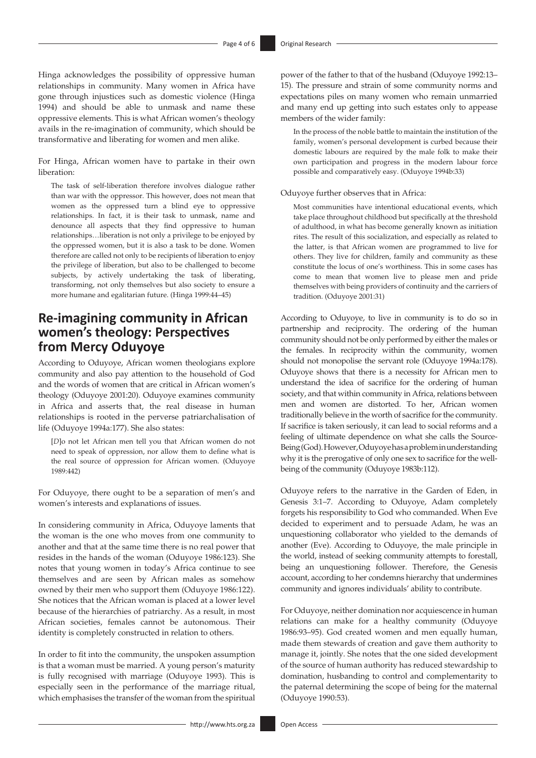Hinga acknowledges the possibility of oppressive human relationships in community. Many women in Africa have gone through injustices such as domestic violence (Hinga 1994) and should be able to unmask and name these oppressive elements. This is what African women's theology avails in the re-imagination of community, which should be transformative and liberating for women and men alike.

For Hinga, African women have to partake in their own liberation:

> The task of self-liberation therefore involves dialogue rather than war with the oppressor. This however, does not mean that women as the oppressed turn a blind eye to oppressive relationships. In fact, it is their task to unmask, name and denounce all aspects that they find oppressive to human relationships…liberation is not only a privilege to be enjoyed by the oppressed women, but it is also a task to be done. Women therefore are called not only to be recipients of liberation to enjoy the privilege of liberation, but also to be challenged to become subjects, by actively undertaking the task of liberating, transforming, not only themselves but also society to ensure a more humane and egalitarian future. (Hinga 1999:44–45)

## Re-imagining community in African women's theology: Perspectives from Mercy Oduyoye

According to Oduyoye, African women theologians explore community and also pay attention to the household of God and the words of women that are critical in African women's theology (Oduyoye 2001:20). Oduyoye examines community in Africa and asserts that, the real disease in human relationships is rooted in the perverse patriarchalisation of life (Oduyoye 1994a:177). She also states:

> [*D*]o not let African men tell you that African women do not need to speak of oppression, nor allow them to define what is the real source of oppression for African women. (Oduyoye 1989:442)

For Oduyoye, there ought to be a separation of men's and women's interests and explanations of issues.

In considering community in Africa, Oduyoye laments that the woman is the one who moves from one community to another and that at the same time there is no real power that resides in the hands of the woman (Oduyoye 1986:123). She notes that young women in today's Africa continue to see themselves and are seen by African males as somehow owned by their men who support them (Oduyoye 1986:122). She notices that the African woman is placed at a lower level because of the hierarchies of patriarchy. As a result, in most African societies, females cannot be autonomous. Their identity is completely constructed in relation to others.

In order to fit into the community, the unspoken assumption is that a woman must be married. A young person's maturity is fully recognised with marriage (Oduyoye 1993). This is especially seen in the performance of the marriage ritual, which emphasises the transfer of the woman from the spiritual power of the father to that of the husband (Oduyoye 1992:13–15). The pressure and strain of some community norms and expectations piles on many women who remain unmarried and many end up getting into such estates only to appease members of the wider family:

> In the process of the noble battle to maintain the institution of the family, women's personal development is curbed because their domestic labours are required by the male folk to make their own participation and progress in the modern labour force possible and comparatively easy. (Oduyoye 1994b:33)

Oduyoye further observes that in Africa:

> Most communities have intentional educational events, which take place throughout childhood but specifically at the threshold of adulthood, in what has become generally known as initiation rites. The result of this socialization, and especially as related to the latter, is that African women are programmed to live for others. They live for children, family and community as these constitute the locus of one's worthiness. This in some cases has come to mean that women live to please men and pride themselves with being providers of continuity and the carriers of tradition. (Oduyoye 2001:31)

According to Oduyoye, to live in community is to do so in partnership and reciprocity. The ordering of the human community should not be only performed by either the males or the females. In reciprocity within the community, women should not monopolise the servant role (Oduyoye 1994a:178). Oduyoye shows that there is a necessity for African men to understand the idea of sacrifice for the ordering of human society, and that within community in Africa, relations between men and women are distorted. To her, African women traditionally believe in the worth of sacrifice for the community. If sacrifice is taken seriously, it can lead to social reforms and a feeling of ultimate dependence on what she calls the Source-Being (God). However, Oduyoye has a problem in understanding why it is the prerogative of only one sex to sacrifice for the well-being of the community (Oduyoye 1983b:112).

Oduyoye refers to the narrative in the Garden of Eden, in Genesis 3:1–7. According to Oduyoye, Adam completely forgets his responsibility to God who commanded. When Eve decided to experiment and to persuade Adam, he was an unquestioning collaborator who yielded to the demands of another (Eve). According to Oduyoye, the male principle in the world, instead of seeking community attempts to forestall, being an unquestioning follower. Therefore, the Genesis account, according to her condemns hierarchy that undermines community and ignores individuals' ability to contribute.

For Oduyoye, neither domination nor acquiescence in human relations can make for a healthy community (Oduyoye 1986:93–95). God created women and men equally human, made them stewards of creation and gave them authority to manage it, jointly. She notes that the one sided development of the source of human authority has reduced stewardship to domination, husbanding to control and complementarity to the paternal determining the scope of being for the maternal (Oduyoye 1990:53).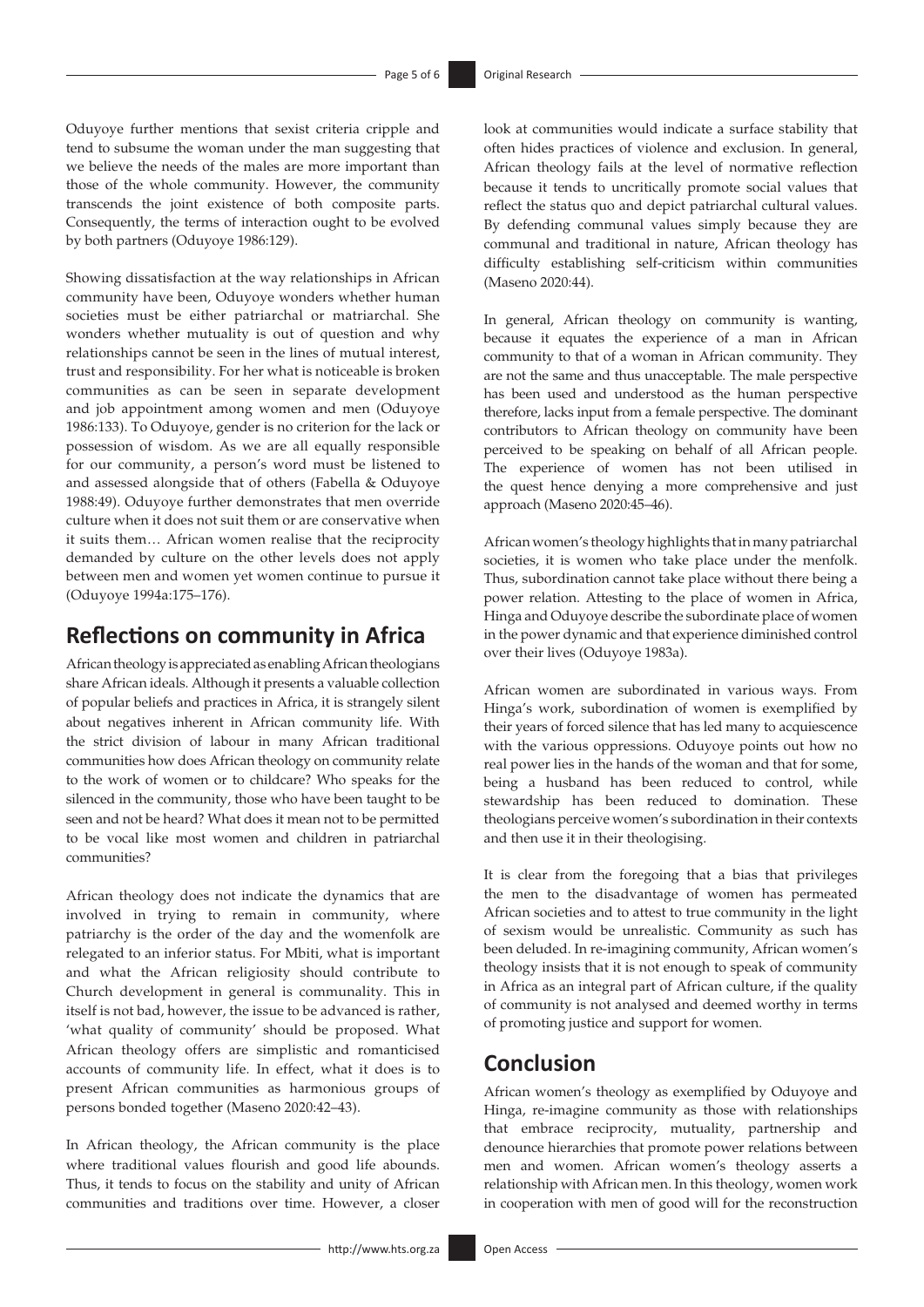Oduyoye further mentions that sexist criteria cripple and tend to subsume the woman under the man suggesting that we believe the needs of the males are more important than those of the whole community. However, the community transcends the joint existence of both composite parts. Consequently, the terms of interaction ought to be evolved by both partners (Oduyoye 1986:129).

Showing dissatisfaction at the way relationships in African community have been, Oduyoye wonders whether human societies must be either patriarchal or matriarchal. She wonders whether mutuality is out of question and why relationships cannot be seen in the lines of mutual interest, trust and responsibility. For her what is noticeable is broken communities as can be seen in separate development and job appointment among women and men (Oduyoye 1986:133). To Oduyoye, gender is no criterion for the lack or possession of wisdom. As we are all equally responsible for our community, a person's word must be listened to and assessed alongside that of others (Fabella & Oduyoye 1988:49). Oduyoye further demonstrates that men override culture when it does not suit them or are conservative when it suits them… African women realise that the reciprocity demanded by culture on the other levels does not apply between men and women yet women continue to pursue it (Oduyoye 1994a:175–176).

## Reflections on community in Africa

African theology is appreciated as enabling African theologians share African ideals. Although it presents a valuable collection of popular beliefs and practices in Africa, it is strangely silent about negatives inherent in African community life. With the strict division of labour in many African traditional communities how does African theology on community relate to the work of women or to childcare? Who speaks for the silenced in the community, those who have been taught to be seen and not be heard? What does it mean not to be permitted to be vocal like most women and children in patriarchal communities?

African theology does not indicate the dynamics that are involved in trying to remain in community, where patriarchy is the order of the day and the womenfolk are relegated to an inferior status. For Mbiti, what is important and what the African religiosity should contribute to Church development in general is communality. This in itself is not bad, however, the issue to be advanced is rather, 'what quality of community' should be proposed. What African theology offers are simplistic and romanticised accounts of community life. In effect, what it does is to present African communities as harmonious groups of persons bonded together (Maseno 2020:42–43).

In African theology, the African community is the place where traditional values flourish and good life abounds. Thus, it tends to focus on the stability and unity of African communities and traditions over time. However, a closer look at communities would indicate a surface stability that often hides practices of violence and exclusion. In general, African theology fails at the level of normative reflection because it tends to uncritically promote social values that reflect the status quo and depict patriarchal cultural values. By defending communal values simply because they are communal and traditional in nature, African theology has difficulty establishing self-criticism within communities (Maseno 2020:44).

In general, African theology on community is wanting, because it equates the experience of a man in African community to that of a woman in African community. They are not the same and thus unacceptable. The male perspective has been used and understood as the human perspective therefore, lacks input from a female perspective. The dominant contributors to African theology on community have been perceived to be speaking on behalf of all African people. The experience of women has not been utilised in the quest hence denying a more comprehensive and just approach (Maseno 2020:45–46).

African women's theology highlights that in many patriarchal societies, it is women who take place under the menfolk. Thus, subordination cannot take place without there being a power relation. Attesting to the place of women in Africa, Hinga and Oduyoye describe the subordinate place of women in the power dynamic and that experience diminished control over their lives (Oduyoye 1983a).

African women are subordinated in various ways. From Hinga's work, subordination of women is exemplified by their years of forced silence that has led many to acquiescence with the various oppressions. Oduyoye points out how no real power lies in the hands of the woman and that for some, being a husband has been reduced to control, while stewardship has been reduced to domination. These theologians perceive women's subordination in their contexts and then use it in their theologising.

It is clear from the foregoing that a bias that privileges the men to the disadvantage of women has permeated African societies and to attest to true community in the light of sexism would be unrealistic. Community as such has been deluded. In re-imagining community, African women's theology insists that it is not enough to speak of community in Africa as an integral part of African culture, if the quality of community is not analysed and deemed worthy in terms of promoting justice and support for women.

## Conclusion

African women's theology as exemplified by Oduyoye and Hinga, re-imagine community as those with relationships that embrace reciprocity, mutuality, partnership and denounce hierarchies that promote power relations between men and women. African women's theology asserts a relationship with African men. In this theology, women work in cooperation with men of good will for the reconstruction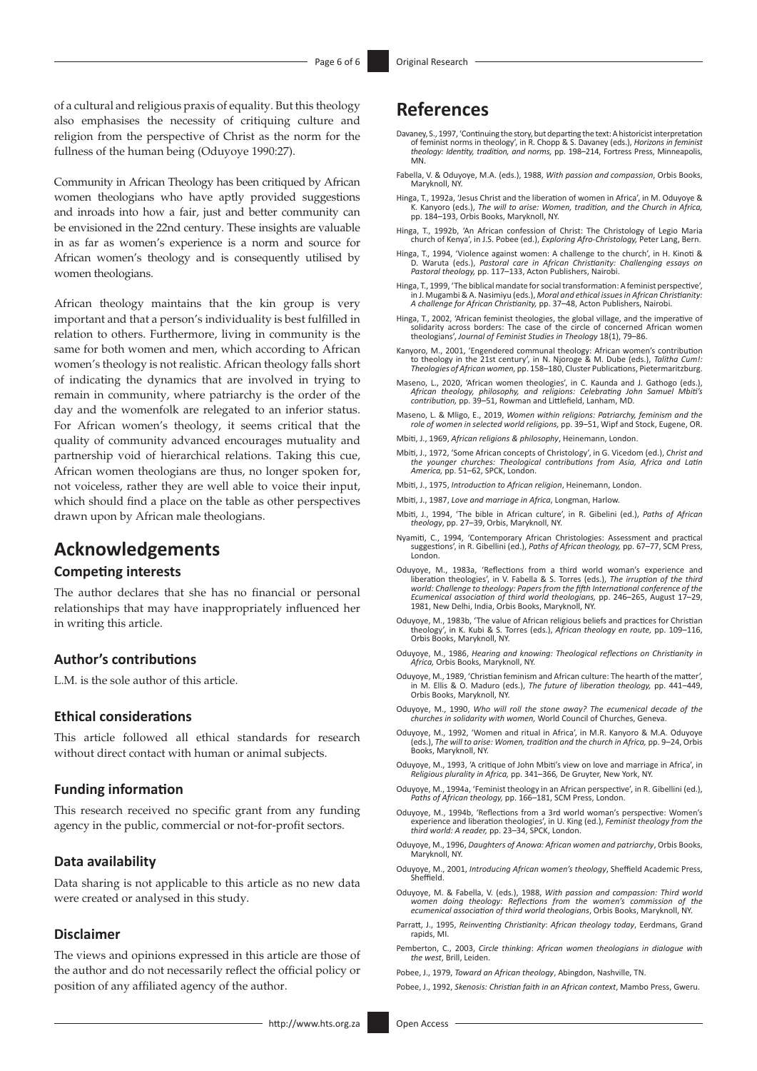of a cultural and religious praxis of equality. But this theology also emphasises the necessity of critiquing culture and religion from the perspective of Christ as the norm for the fullness of the human being (Oduyoye 1990:27).

Community in African Theology has been critiqued by African women theologians who have aptly provided suggestions and inroads into how a fair, just and better community can be envisioned in the 22nd century. These insights are valuable in as far as women's experience is a norm and source for African women's theology and is consequently utilised by women theologians.

African theology maintains that the kin group is very important and that a person's individuality is best fulfilled in relation to others. Furthermore, living in community is the same for both women and men, which according to African women's theology is not realistic. African theology falls short of indicating the dynamics that are involved in trying to remain in community, where patriarchy is the order of the day and the womenfolk are relegated to an inferior status. For African women's theology, it seems critical that the quality of community advanced encourages mutuality and partnership void of hierarchical relations. Taking this cue, African women theologians are thus, no longer spoken for, not voiceless, rather they are well able to voice their input, which should find a place on the table as other perspectives drawn upon by African male theologians.

## Acknowledgements

### Competing interests

The author declares that she has no financial or personal relationships that may have inappropriately influenced her in writing this article.

### Author's contributions

L.M. is the sole author of this article.

### Ethical considerations

This article followed all ethical standards for research without direct contact with human or animal subjects.

### Funding information

This research received no specific grant from any funding agency in the public, commercial or not-for-profit sectors.

### Data availability

Data sharing is not applicable to this article as no new data were created or analysed in this study.

### Disclaimer

The views and opinions expressed in this article are those of the author and do not necessarily reflect the official policy or position of any affiliated agency of the author.

## References

Davaney, S., 1997, 'Continuing the story, but departing the text: A historicist interpretation of feminist norms in theology', in R. Chopp & S. Davaney (eds.), *Horizons in feminist theology: Identity, tradition, and norms,* pp. 198–214, Fortress Press, Minneapolis, MN.

Fabella, V. & Oduyoye, M.A. (eds.), 1988, *With passion and compassion*, Orbis Books, Maryknoll, NY.

Hinga, T., 1992a, 'Jesus Christ and the liberation of women in Africa', in M. Oduyoye & K. Kanyoro (eds.), *The will to arise: Women, tradition, and the Church in Africa,* pp. 184–193, Orbis Books, Maryknoll, NY.

Hinga, T., 1992b, 'An African confession of Christ: The Christology of Legio Maria church of Kenya', in J.S. Pobee (ed.), *Exploring Afro-Christology,* Peter Lang, Bern.

Hinga, T., 1994, 'Violence against women: A challenge to the church', in H. Kinoti & D. Waruta (eds.), *Pastoral care in African Christianity: Challenging essays on Pastoral theology,* pp. 117–133, Acton Publishers, Nairobi.

Hinga, T., 1999, 'The biblical mandate for social transformation: A feminist perspective', in J. Mugambi & A. Nasimiyu (eds.), *Moral and ethical issues in African Christianity: A challenge for African Christianity,* pp. 37–48, Acton Publishers, Nairobi.

Hinga, T., 2002, 'African feminist theologies, the global village, and the imperative of solidarity across borders: The case of the circle of concerned African women theologians', *Journal of Feminist Studies in Theology* 18(1), 79–86.

Kanyoro, M., 2001, 'Engendered communal theology: African women's contribution to theology in the 21st century', in N. Njoroge & M. Dube (eds.), *Talitha Cum!: Theologies of African women,* pp. 158–180, Cluster Publications, Pietermaritzburg.

Maseno, L., 2020, 'African women theologies', in C. Kaunda and J. Gathogo (eds.), *African theology, philosophy, and religions: Celebrating John Samuel Mbiti's contribution,* pp. 39–51, Rowman and Littlefield, Lanham, MD.

Maseno, L. & Mligo, E., 2019, *Women within religions: Patriarchy, feminism and the role of women in selected world religions,* pp. 39–51, Wipf and Stock, Eugene, OR.

Mbiti, J., 1969, *African religions & philosophy*, Heinemann, London.

Mbiti, J., 1972, 'Some African concepts of Christology', in G. Vicedom (ed.), *Christ and the younger churches: Theological contributions from Asia, Africa and Latin America,* pp. 51–62, SPCK, London.

Mbiti, J., 1975, *Introduction to African religion*, Heinemann, London.

Mbiti, J., 1987, *Love and marriage in Africa*, Longman, Harlow.

Mbiti, J., 1994, 'The bible in African culture', in R. Gibelini (ed.), *Paths of African theology*, pp. 27–39, Orbis, Maryknoll, NY.

Nyamiti, C., 1994, 'Contemporary African Christologies: Assessment and practical suggestions', in R. Gibellini (ed.), *Paths of African theology,* pp. 67–77, SCM Press, London.

Oduyoye, M., 1983a, 'Reflections from a third world woman's experience and liberation theologies', in V. Fabella & S. Torres (eds.), *The irruption of the third world: Challenge to theology: Papers from the fifth International conference of the Ecumenical association of third world theologians,* pp. 246–265, August 17–29, 1981, New Delhi, India, Orbis Books, Maryknoll, NY.

Oduyoye, M., 1983b, 'The value of African religious beliefs and practices for Christian theology', in K. Kubi & S. Torres (eds.), *African theology en route,* pp. 109–116, Orbis Books, Maryknoll, NY.

Oduyoye, M., 1986, *Hearing and knowing: Theological reflections on Christianity in Africa,* Orbis Books, Maryknoll, NY.

Oduyoye, M., 1989, 'Christian feminism and African culture: The hearth of the matter', in M. Ellis & O. Maduro (eds.), *The future of liberation theology,* pp. 441–449, Orbis Books, Maryknoll, NY.

Oduyoye, M., 1990, *Who will roll the stone away? The ecumenical decade of the churches in solidarity with women,* World Council of Churches, Geneva.

Oduyoye, M., 1992, 'Women and ritual in Africa', in M.R. Kanyoro & M.A. Oduyoye (eds.), *The will to arise: Women, tradition and the church in Africa,* pp. 9–24, Orbis Books, Maryknoll, NY.

Oduyoye, M., 1993, 'A critique of John Mbiti's view on love and marriage in Africa', in *Religious plurality in Africa,* pp. 341–366, De Gruyter, New York, NY.

Oduyoye, M., 1994a, 'Feminist theology in an African perspective', in R. Gibellini (ed.), *Paths of African theology,* pp. 166–181, SCM Press, London.

Oduyoye, M., 1994b, 'Reflections from a 3rd world woman's perspective: Women's experience and liberation theologies', in U. King (ed.), *Feminist theology from the third world: A reader,* pp. 23–34, SPCK, London.

Oduyoye, M., 1996, *Daughters of Anowa: African women and patriarchy*, Orbis Books, Maryknoll, NY.

Oduyoye, M., 2001, *Introducing African women's theology*, Sheffield Academic Press, Sheffield.

Oduyoye, M. & Fabella, V. (eds.), 1988, *With passion and compassion: Third world women doing theology: Reflections from the women's commission of the ecumenical association of third world theologians*, Orbis Books, Maryknoll, NY.

Parratt, J., 1995, *Reinventing Christianity: African theology today*, Eerdmans, Grand rapids, MI.

Pemberton, C., 2003, *Circle thinking: African women theologians in dialogue with the west*, Brill, Leiden.

Pobee, J., 1979, *Toward an African theology*, Abingdon, Nashville, TN.

Pobee, J., 1992, *Skenosis: Christian faith in an African context*, Mambo Press, Gweru.